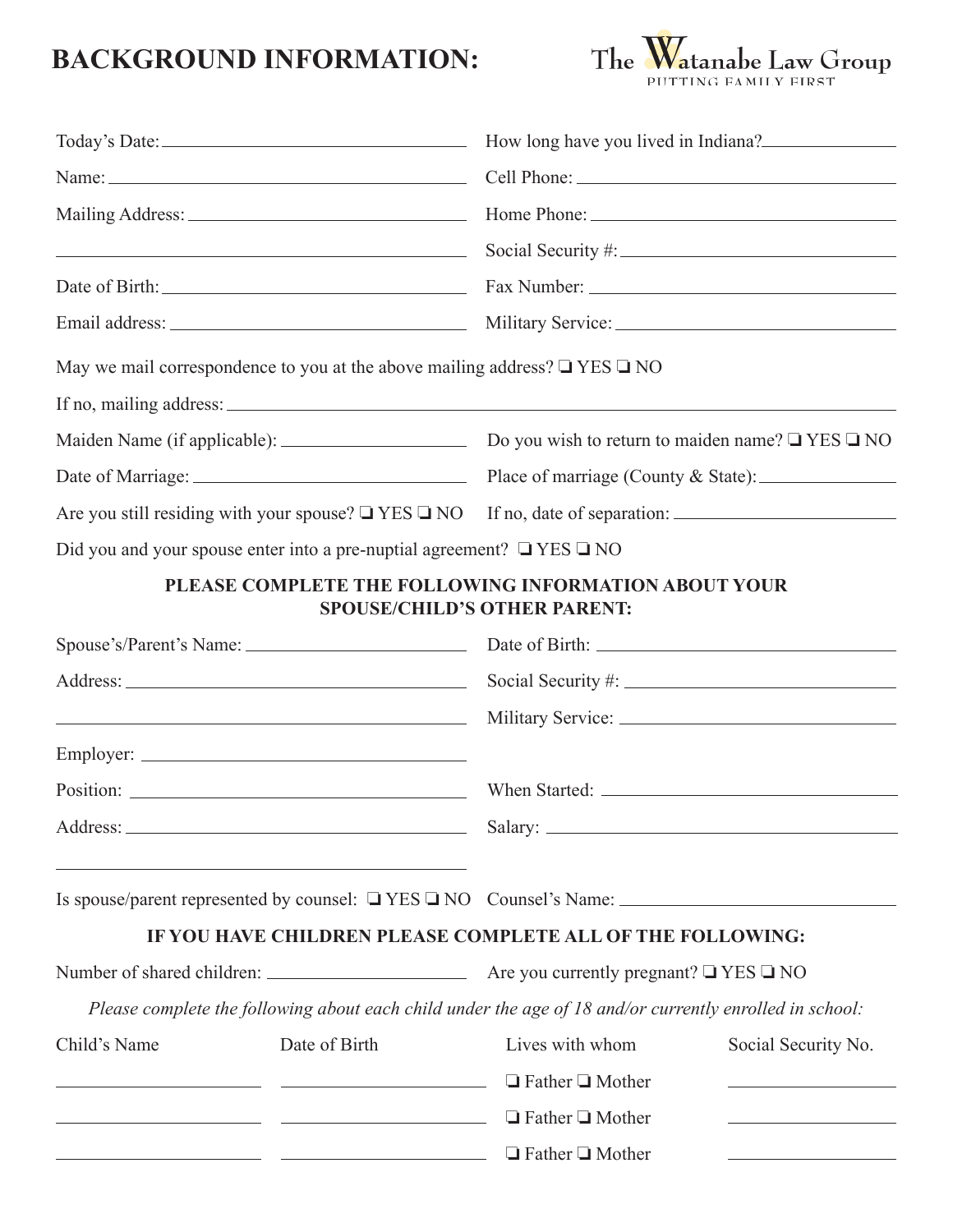# BACKGROUND INFORMATION:

The Watanabe Law Group
PUTTING FAMILY FIRST

Today's Date: ____________________ How long have you lived in Indiana? ____________________

Name: ____________________ Cell Phone: ____________________

Mailing Address: ____________________ Home Phone: ____________________

____________________ Social Security #: ____________________

Date of Birth: ____________________ Fax Number: ____________________

Email address: ____________________ Military Service: ____________________

May we mail correspondence to you at the above mailing address? ❑ YES ❑ NO

If no, mailing address: ____________________

Maiden Name (if applicable): ____________________ Do you wish to return to maiden name? ❑ YES ❑ NO

Date of Marriage: ____________________ Place of marriage (County & State): ____________________

Are you still residing with your spouse? ❑ YES ❑ NO If no, date of separation: ____________________

Did you and your spouse enter into a pre-nuptial agreement? ❑ YES ❑ NO

**PLEASE COMPLETE THE FOLLOWING INFORMATION ABOUT YOUR SPOUSE/CHILD'S OTHER PARENT:**

Spouse's/Parent's Name: ____________________ Date of Birth: ____________________

Address: ____________________ Social Security #: ____________________

____________________ Military Service: ____________________

Employer: ____________________

Position: ____________________ When Started: ____________________

Address: ____________________ Salary: ____________________

____________________

Is spouse/parent represented by counsel: ❑ YES ❑ NO Counsel's Name: ____________________

**IF YOU HAVE CHILDREN PLEASE COMPLETE ALL OF THE FOLLOWING:**

Number of shared children: ____________________ Are you currently pregnant? ❑ YES ❑ NO

*Please complete the following about each child under the age of 18 and/or currently enrolled in school:*

| Child's Name | Date of Birth | Lives with whom | Social Security No. |
|---|---|---|---|
| | | ❑ Father ❑ Mother | |
| | | ❑ Father ❑ Mother | |
| | | ❑ Father ❑ Mother | |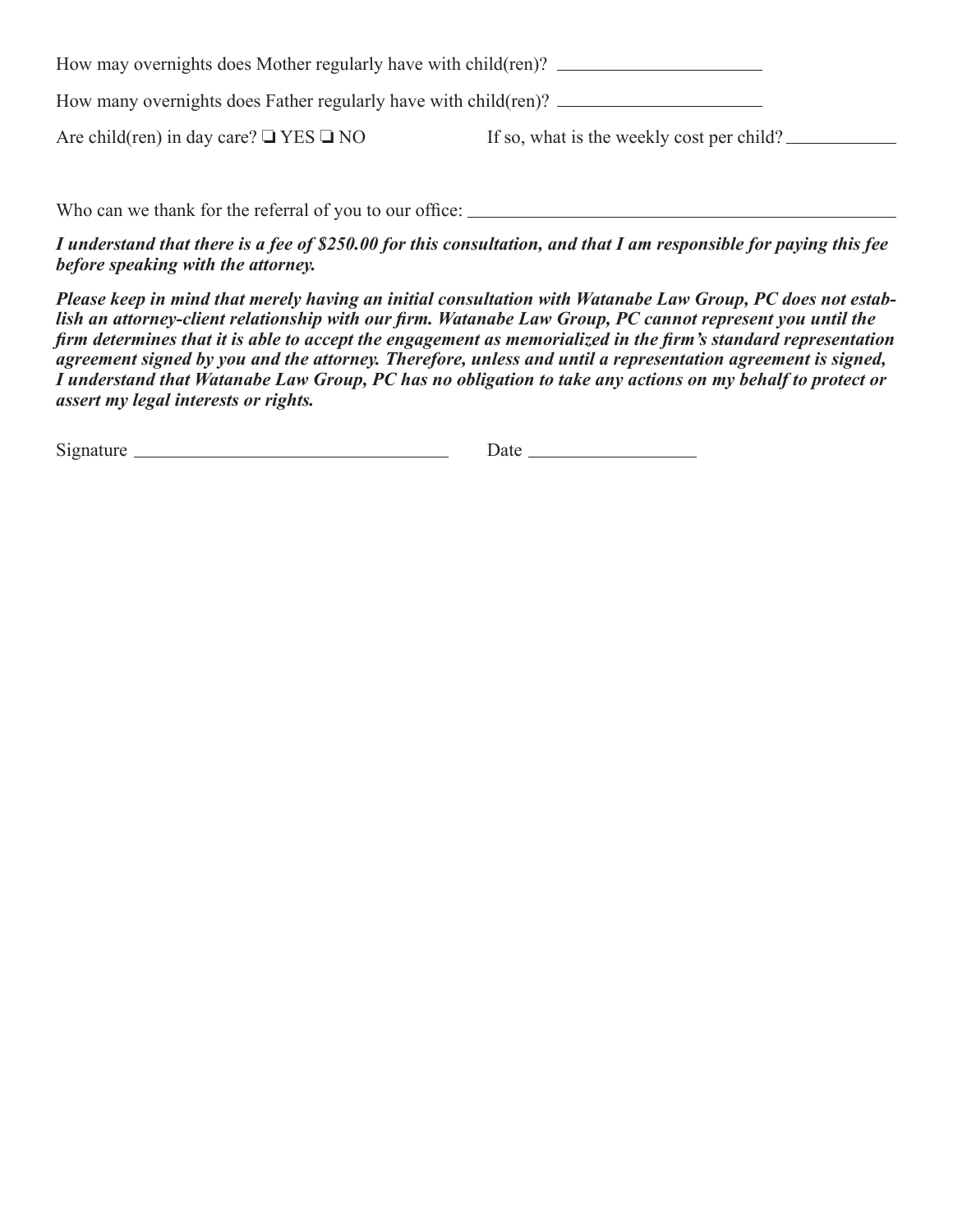How may overnights does Mother regularly have with child(ren)? ______________________

How many overnights does Father regularly have with child(ren)? ______________________

Are child(ren) in day care? ❑ YES ❑ NO If so, what is the weekly cost per child? ____________

Who can we thank for the referral of you to our office: ______________________________________________

***I understand that there is a fee of $250.00 for this consultation, and that I am responsible for paying this fee before speaking with the attorney.***

***Please keep in mind that merely having an initial consultation with Watanabe Law Group, PC does not establish an attorney-client relationship with our firm. Watanabe Law Group, PC cannot represent you until the firm determines that it is able to accept the engagement as memorialized in the firm's standard representation agreement signed by you and the attorney. Therefore, unless and until a representation agreement is signed, I understand that Watanabe Law Group, PC has no obligation to take any actions on my behalf to protect or assert my legal interests or rights.***

Signature __________________________________ Date __________________